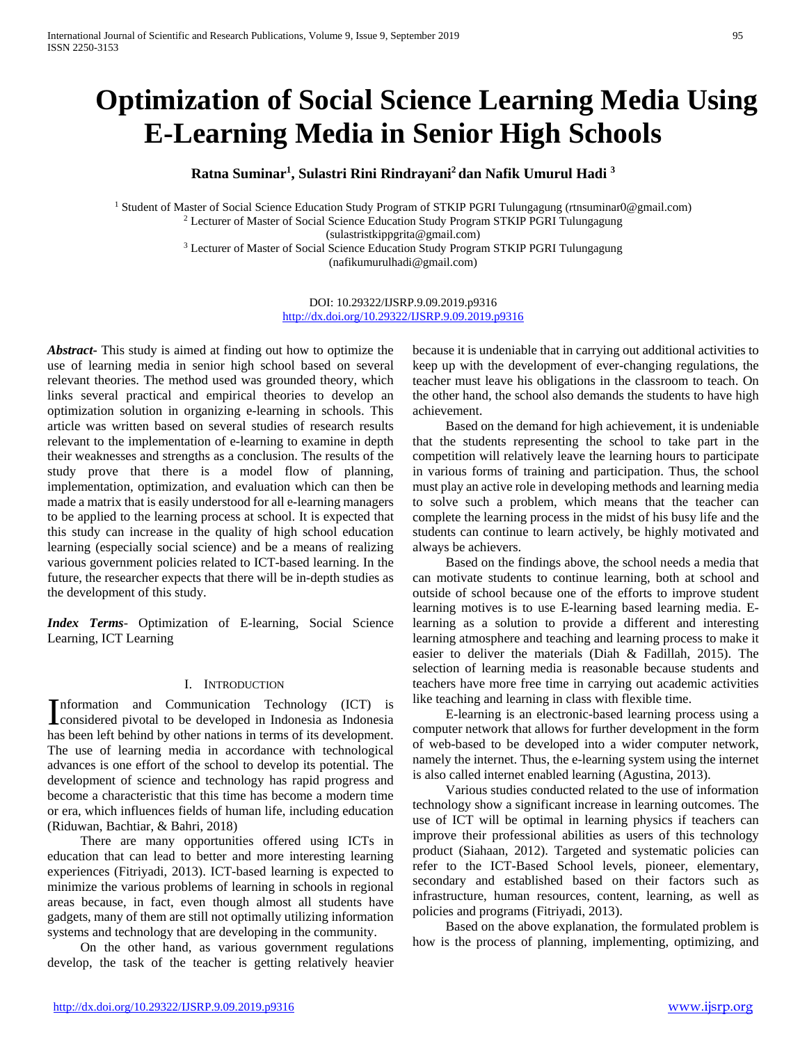# Optimization of Social Science Learning Media Using E-Learning Media in Senior High Schools

**Ratna Suminar[1], Sulastri Rini Rindrayani[2] dan Nafik Umurul Hadi [3]**

[1] Student of Master of Social Science Education Study Program of STKIP PGRI Tulungagung (rtnsuminar0@gmail.com)
[2] Lecturer of Master of Social Science Education Study Program STKIP PGRI Tulungagung (sulastristkippgrita@gmail.com)
[3] Lecturer of Master of Social Science Education Study Program STKIP PGRI Tulungagung (nafikumurulhadi@gmail.com)

DOI: 10.29322/IJSRP.9.09.2019.p9316
http://dx.doi.org/10.29322/IJSRP.9.09.2019.p9316

***Abstract***- This study is aimed at finding out how to optimize the use of learning media in senior high school based on several relevant theories. The method used was grounded theory, which links several practical and empirical theories to develop an optimization solution in organizing e-learning in schools. This article was written based on several studies of research results relevant to the implementation of e-learning to examine in depth their weaknesses and strengths as a conclusion. The results of the study prove that there is a model flow of planning, implementation, optimization, and evaluation which can then be made a matrix that is easily understood for all e-learning managers to be applied to the learning process at school. It is expected that this study can increase in the quality of high school education learning (especially social science) and be a means of realizing various government policies related to ICT-based learning. In the future, the researcher expects that there will be in-depth studies as the development of this study.

***Index Terms***- Optimization of E-learning, Social Science Learning, ICT Learning

## I. Introduction

Information and Communication Technology (ICT) is considered pivotal to be developed in Indonesia as Indonesia has been left behind by other nations in terms of its development. The use of learning media in accordance with technological advances is one effort of the school to develop its potential. The development of science and technology has rapid progress and become a characteristic that this time has become a modern time or era, which influences fields of human life, including education (Riduwan, Bachtiar, & Bahri, 2018)

There are many opportunities offered using ICTs in education that can lead to better and more interesting learning experiences (Fitriyadi, 2013). ICT-based learning is expected to minimize the various problems of learning in schools in regional areas because, in fact, even though almost all students have gadgets, many of them are still not optimally utilizing information systems and technology that are developing in the community.

On the other hand, as various government regulations develop, the task of the teacher is getting relatively heavier because it is undeniable that in carrying out additional activities to keep up with the development of ever-changing regulations, the teacher must leave his obligations in the classroom to teach. On the other hand, the school also demands the students to have high achievement.

Based on the demand for high achievement, it is undeniable that the students representing the school to take part in the competition will relatively leave the learning hours to participate in various forms of training and participation. Thus, the school must play an active role in developing methods and learning media to solve such a problem, which means that the teacher can complete the learning process in the midst of his busy life and the students can continue to learn actively, be highly motivated and always be achievers.

Based on the findings above, the school needs a media that can motivate students to continue learning, both at school and outside of school because one of the efforts to improve student learning motives is to use E-learning based learning media. E-learning as a solution to provide a different and interesting learning atmosphere and teaching and learning process to make it easier to deliver the materials (Diah & Fadillah, 2015). The selection of learning media is reasonable because students and teachers have more free time in carrying out academic activities like teaching and learning in class with flexible time.

E-learning is an electronic-based learning process using a computer network that allows for further development in the form of web-based to be developed into a wider computer network, namely the internet. Thus, the e-learning system using the internet is also called internet enabled learning (Agustina, 2013).

Various studies conducted related to the use of information technology show a significant increase in learning outcomes. The use of ICT will be optimal in learning physics if teachers can improve their professional abilities as users of this technology product (Siahaan, 2012). Targeted and systematic policies can refer to the ICT-Based School levels, pioneer, elementary, secondary and established based on their factors such as infrastructure, human resources, content, learning, as well as policies and programs (Fitriyadi, 2013).

Based on the above explanation, the formulated problem is how is the process of planning, implementing, optimizing, and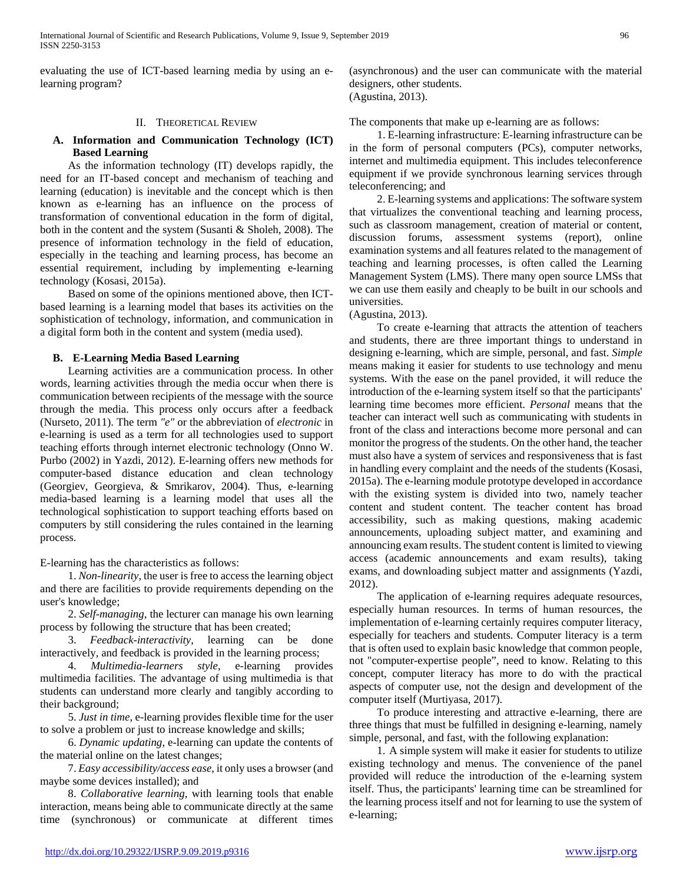evaluating the use of ICT-based learning media by using an e-learning program?

## II. Theoretical Review

### A. Information and Communication Technology (ICT) Based Learning

As the information technology (IT) develops rapidly, the need for an IT-based concept and mechanism of teaching and learning (education) is inevitable and the concept which is then known as e-learning has an influence on the process of transformation of conventional education in the form of digital, both in the content and the system (Susanti & Sholeh, 2008). The presence of information technology in the field of education, especially in the teaching and learning process, has become an essential requirement, including by implementing e-learning technology (Kosasi, 2015a).

Based on some of the opinions mentioned above, then ICT-based learning is a learning model that bases its activities on the sophistication of technology, information, and communication in a digital form both in the content and system (media used).

### B. E-Learning Media Based Learning

Learning activities are a communication process. In other words, learning activities through the media occur when there is communication between recipients of the message with the source through the media. This process only occurs after a feedback (Nurseto, 2011). The term *"e"* or the abbreviation of *electronic* in e-learning is used as a term for all technologies used to support teaching efforts through internet electronic technology (Onno W. Purbo (2002) in Yazdi, 2012). E-learning offers new methods for computer-based distance education and clean technology (Georgiev, Georgieva, & Smrikarov, 2004). Thus, e-learning media-based learning is a learning model that uses all the technological sophistication to support teaching efforts based on computers by still considering the rules contained in the learning process.

E-learning has the characteristics as follows:

1. *Non-linearity*, the user is free to access the learning object and there are facilities to provide requirements depending on the user's knowledge;
2. *Self-managing*, the lecturer can manage his own learning process by following the structure that has been created;
3. *Feedback-interactivity*, learning can be done interactively, and feedback is provided in the learning process;
4. *Multimedia-learners style*, e-learning provides multimedia facilities. The advantage of using multimedia is that students can understand more clearly and tangibly according to their background;
5. *Just in time*, e-learning provides flexible time for the user to solve a problem or just to increase knowledge and skills;
6. *Dynamic updating*, e-learning can update the contents of the material online on the latest changes;
7. *Easy accessibility/access ease*, it only uses a browser (and maybe some devices installed); and
8. *Collaborative learning*, with learning tools that enable interaction, means being able to communicate directly at the same time (synchronous) or communicate at different times (asynchronous) and the user can communicate with the material designers, other students.

(Agustina, 2013).

The components that make up e-learning are as follows:

1. E-learning infrastructure: E-learning infrastructure can be in the form of personal computers (PCs), computer networks, internet and multimedia equipment. This includes teleconference equipment if we provide synchronous learning services through teleconferencing; and
2. E-learning systems and applications: The software system that virtualizes the conventional teaching and learning process, such as classroom management, creation of material or content, discussion forums, assessment systems (report), online examination systems and all features related to the management of teaching and learning processes, is often called the Learning Management System (LMS). There many open source LMSs that we can use them easily and cheaply to be built in our schools and universities.

(Agustina, 2013).

To create e-learning that attracts the attention of teachers and students, there are three important things to understand in designing e-learning, which are simple, personal, and fast. *Simple* means making it easier for students to use technology and menu systems. With the ease on the panel provided, it will reduce the introduction of the e-learning system itself so that the participants' learning time becomes more efficient. *Personal* means that the teacher can interact well such as communicating with students in front of the class and interactions become more personal and can monitor the progress of the students. On the other hand, the teacher must also have a system of services and responsiveness that is fast in handling every complaint and the needs of the students (Kosasi, 2015a). The e-learning module prototype developed in accordance with the existing system is divided into two, namely teacher content and student content. The teacher content has broad accessibility, such as making questions, making academic announcements, uploading subject matter, and examining and announcing exam results. The student content is limited to viewing access (academic announcements and exam results), taking exams, and downloading subject matter and assignments (Yazdi, 2012).

The application of e-learning requires adequate resources, especially human resources. In terms of human resources, the implementation of e-learning certainly requires computer literacy, especially for teachers and students. Computer literacy is a term that is often used to explain basic knowledge that common people, not "computer-expertise people", need to know. Relating to this concept, computer literacy has more to do with the practical aspects of computer use, not the design and development of the computer itself (Murtiyasa, 2017).

To produce interesting and attractive e-learning, there are three things that must be fulfilled in designing e-learning, namely simple, personal, and fast, with the following explanation:

1. A simple system will make it easier for students to utilize existing technology and menus. The convenience of the panel provided will reduce the introduction of the e-learning system itself. Thus, the participants' learning time can be streamlined for the learning process itself and not for learning to use the system of e-learning;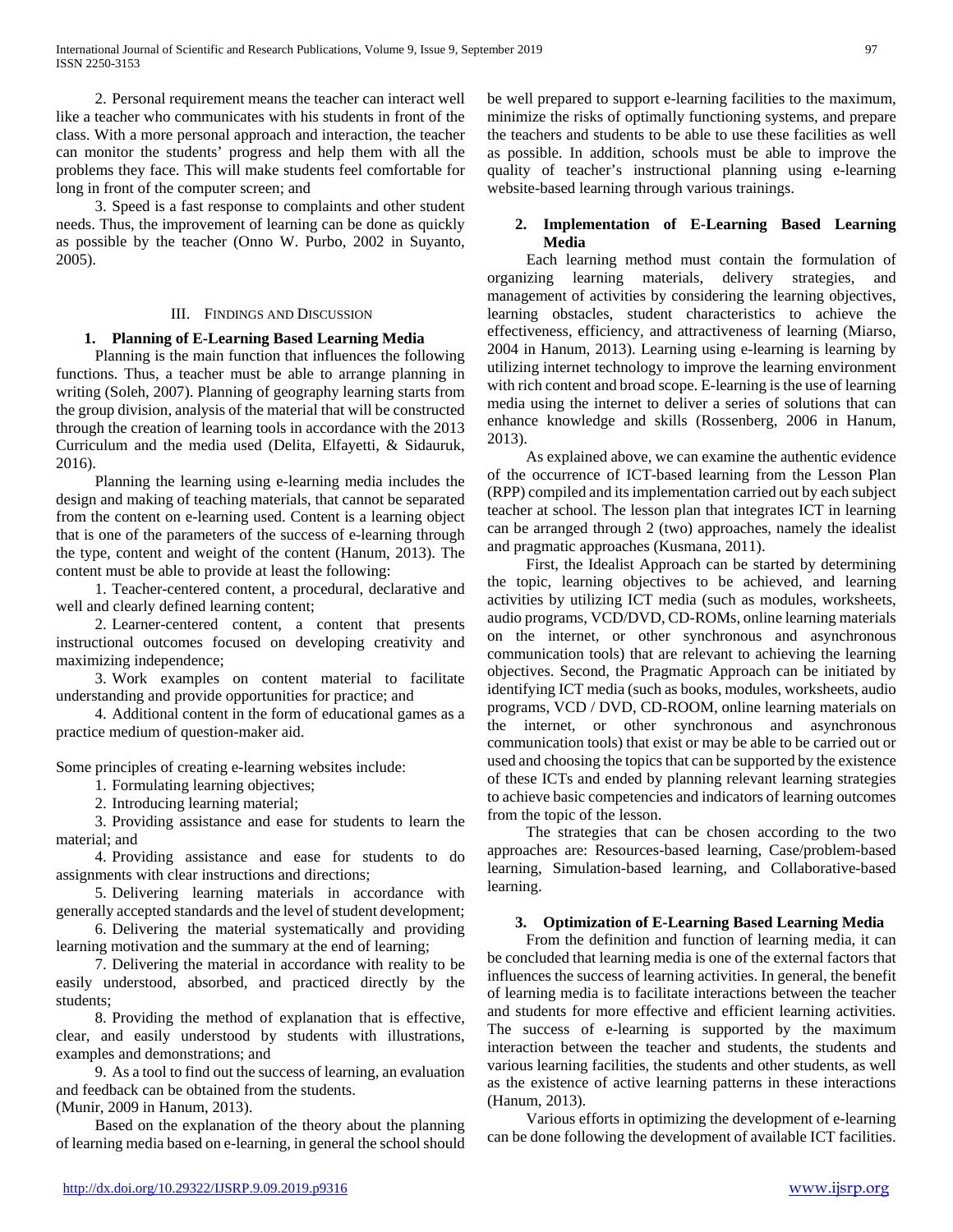2. Personal requirement means the teacher can interact well like a teacher who communicates with his students in front of the class. With a more personal approach and interaction, the teacher can monitor the students' progress and help them with all the problems they face. This will make students feel comfortable for long in front of the computer screen; and

3. Speed is a fast response to complaints and other student needs. Thus, the improvement of learning can be done as quickly as possible by the teacher (Onno W. Purbo, 2002 in Suyanto, 2005).

## III. Findings and Discussion

### 1. Planning of E-Learning Based Learning Media

Planning is the main function that influences the following functions. Thus, a teacher must be able to arrange planning in writing (Soleh, 2007). Planning of geography learning starts from the group division, analysis of the material that will be constructed through the creation of learning tools in accordance with the 2013 Curriculum and the media used (Delita, Elfayetti, & Sidauruk, 2016).

Planning the learning using e-learning media includes the design and making of teaching materials, that cannot be separated from the content on e-learning used. Content is a learning object that is one of the parameters of the success of e-learning through the type, content and weight of the content (Hanum, 2013). The content must be able to provide at least the following:

1. Teacher-centered content, a procedural, declarative and well and clearly defined learning content;
2. Learner-centered content, a content that presents instructional outcomes focused on developing creativity and maximizing independence;
3. Work examples on content material to facilitate understanding and provide opportunities for practice; and
4. Additional content in the form of educational games as a practice medium of question-maker aid.

Some principles of creating e-learning websites include:

1. Formulating learning objectives;
2. Introducing learning material;
3. Providing assistance and ease for students to learn the material; and
4. Providing assistance and ease for students to do assignments with clear instructions and directions;
5. Delivering learning materials in accordance with generally accepted standards and the level of student development;
6. Delivering the material systematically and providing learning motivation and the summary at the end of learning;
7. Delivering the material in accordance with reality to be easily understood, absorbed, and practiced directly by the students;
8. Providing the method of explanation that is effective, clear, and easily understood by students with illustrations, examples and demonstrations; and
9. As a tool to find out the success of learning, an evaluation and feedback can be obtained from the students.

(Munir, 2009 in Hanum, 2013).

Based on the explanation of the theory about the planning of learning media based on e-learning, in general the school should be well prepared to support e-learning facilities to the maximum, minimize the risks of optimally functioning systems, and prepare the teachers and students to be able to use these facilities as well as possible. In addition, schools must be able to improve the quality of teacher's instructional planning using e-learning website-based learning through various trainings.

### 2. Implementation of E-Learning Based Learning Media

Each learning method must contain the formulation of organizing learning materials, delivery strategies, and management of activities by considering the learning objectives, learning obstacles, student characteristics to achieve the effectiveness, efficiency, and attractiveness of learning (Miarso, 2004 in Hanum, 2013). Learning using e-learning is learning by utilizing internet technology to improve the learning environment with rich content and broad scope. E-learning is the use of learning media using the internet to deliver a series of solutions that can enhance knowledge and skills (Rossenberg, 2006 in Hanum, 2013).

As explained above, we can examine the authentic evidence of the occurrence of ICT-based learning from the Lesson Plan (RPP) compiled and its implementation carried out by each subject teacher at school. The lesson plan that integrates ICT in learning can be arranged through 2 (two) approaches, namely the idealist and pragmatic approaches (Kusmana, 2011).

First, the Idealist Approach can be started by determining the topic, learning objectives to be achieved, and learning activities by utilizing ICT media (such as modules, worksheets, audio programs, VCD/DVD, CD-ROMs, online learning materials on the internet, or other synchronous and asynchronous communication tools) that are relevant to achieving the learning objectives. Second, the Pragmatic Approach can be initiated by identifying ICT media (such as books, modules, worksheets, audio programs, VCD / DVD, CD-ROOM, online learning materials on the internet, or other synchronous and asynchronous communication tools) that exist or may be able to be carried out or used and choosing the topics that can be supported by the existence of these ICTs and ended by planning relevant learning strategies to achieve basic competencies and indicators of learning outcomes from the topic of the lesson.

The strategies that can be chosen according to the two approaches are: Resources-based learning, Case/problem-based learning, Simulation-based learning, and Collaborative-based learning.

### 3. Optimization of E-Learning Based Learning Media

From the definition and function of learning media, it can be concluded that learning media is one of the external factors that influences the success of learning activities. In general, the benefit of learning media is to facilitate interactions between the teacher and students for more effective and efficient learning activities. The success of e-learning is supported by the maximum interaction between the teacher and students, the students and various learning facilities, the students and other students, as well as the existence of active learning patterns in these interactions (Hanum, 2013).

Various efforts in optimizing the development of e-learning can be done following the development of available ICT facilities.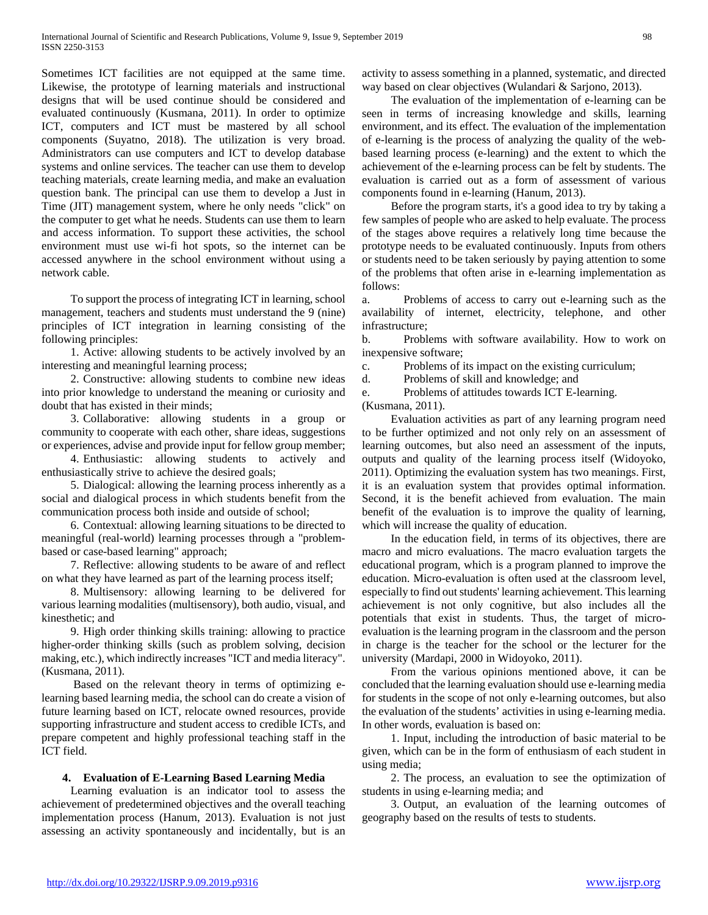Sometimes ICT facilities are not equipped at the same time. Likewise, the prototype of learning materials and instructional designs that will be used continue should be considered and evaluated continuously (Kusmana, 2011). In order to optimize ICT, computers and ICT must be mastered by all school components (Suyatno, 2018). The utilization is very broad. Administrators can use computers and ICT to develop database systems and online services. The teacher can use them to develop teaching materials, create learning media, and make an evaluation question bank. The principal can use them to develop a Just in Time (JIT) management system, where he only needs "click" on the computer to get what he needs. Students can use them to learn and access information. To support these activities, the school environment must use wi-fi hot spots, so the internet can be accessed anywhere in the school environment without using a network cable.

To support the process of integrating ICT in learning, school management, teachers and students must understand the 9 (nine) principles of ICT integration in learning consisting of the following principles:

1. Active: allowing students to be actively involved by an interesting and meaningful learning process;
2. Constructive: allowing students to combine new ideas into prior knowledge to understand the meaning or curiosity and doubt that has existed in their minds;
3. Collaborative: allowing students in a group or community to cooperate with each other, share ideas, suggestions or experiences, advise and provide input for fellow group member;
4. Enthusiastic: allowing students to actively and enthusiastically strive to achieve the desired goals;
5. Dialogical: allowing the learning process inherently as a social and dialogical process in which students benefit from the communication process both inside and outside of school;
6. Contextual: allowing learning situations to be directed to meaningful (real-world) learning processes through a "problem-based or case-based learning" approach;
7. Reflective: allowing students to be aware of and reflect on what they have learned as part of the learning process itself;
8. Multisensory: allowing learning to be delivered for various learning modalities (multisensory), both audio, visual, and kinesthetic; and
9. High order thinking skills training: allowing to practice higher-order thinking skills (such as problem solving, decision making, etc.), which indirectly increases "ICT and media literacy".

(Kusmana, 2011).

Based on the relevant theory in terms of optimizing e-learning based learning media, the school can do create a vision of future learning based on ICT, relocate owned resources, provide supporting infrastructure and student access to credible ICTs, and prepare competent and highly professional teaching staff in the ICT field.

### 4. Evaluation of E-Learning Based Learning Media

Learning evaluation is an indicator tool to assess the achievement of predetermined objectives and the overall teaching implementation process (Hanum, 2013). Evaluation is not just assessing an activity spontaneously and incidentally, but is an activity to assess something in a planned, systematic, and directed way based on clear objectives (Wulandari & Sarjono, 2013).

The evaluation of the implementation of e-learning can be seen in terms of increasing knowledge and skills, learning environment, and its effect. The evaluation of the implementation of e-learning is the process of analyzing the quality of the web-based learning process (e-learning) and the extent to which the achievement of the e-learning process can be felt by students. The evaluation is carried out as a form of assessment of various components found in e-learning (Hanum, 2013).

Before the program starts, it's a good idea to try by taking a few samples of people who are asked to help evaluate. The process of the stages above requires a relatively long time because the prototype needs to be evaluated continuously. Inputs from others or students need to be taken seriously by paying attention to some of the problems that often arise in e-learning implementation as follows:

a. Problems of access to carry out e-learning such as the availability of internet, electricity, telephone, and other infrastructure;
b. Problems with software availability. How to work on inexpensive software;
c. Problems of its impact on the existing curriculum;
d. Problems of skill and knowledge; and
e. Problems of attitudes towards ICT E-learning.

(Kusmana, 2011).

Evaluation activities as part of any learning program need to be further optimized and not only rely on an assessment of learning outcomes, but also need an assessment of the inputs, outputs and quality of the learning process itself (Widoyoko, 2011). Optimizing the evaluation system has two meanings. First, it is an evaluation system that provides optimal information. Second, it is the benefit achieved from evaluation. The main benefit of the evaluation is to improve the quality of learning, which will increase the quality of education.

In the education field, in terms of its objectives, there are macro and micro evaluations. The macro evaluation targets the educational program, which is a program planned to improve the education. Micro-evaluation is often used at the classroom level, especially to find out students' learning achievement. This learning achievement is not only cognitive, but also includes all the potentials that exist in students. Thus, the target of micro-evaluation is the learning program in the classroom and the person in charge is the teacher for the school or the lecturer for the university (Mardapi, 2000 in Widoyoko, 2011).

From the various opinions mentioned above, it can be concluded that the learning evaluation should use e-learning media for students in the scope of not only e-learning outcomes, but also the evaluation of the students' activities in using e-learning media. In other words, evaluation is based on:

1. Input, including the introduction of basic material to be given, which can be in the form of enthusiasm of each student in using media;
2. The process, an evaluation to see the optimization of students in using e-learning media; and
3. Output, an evaluation of the learning outcomes of geography based on the results of tests to students.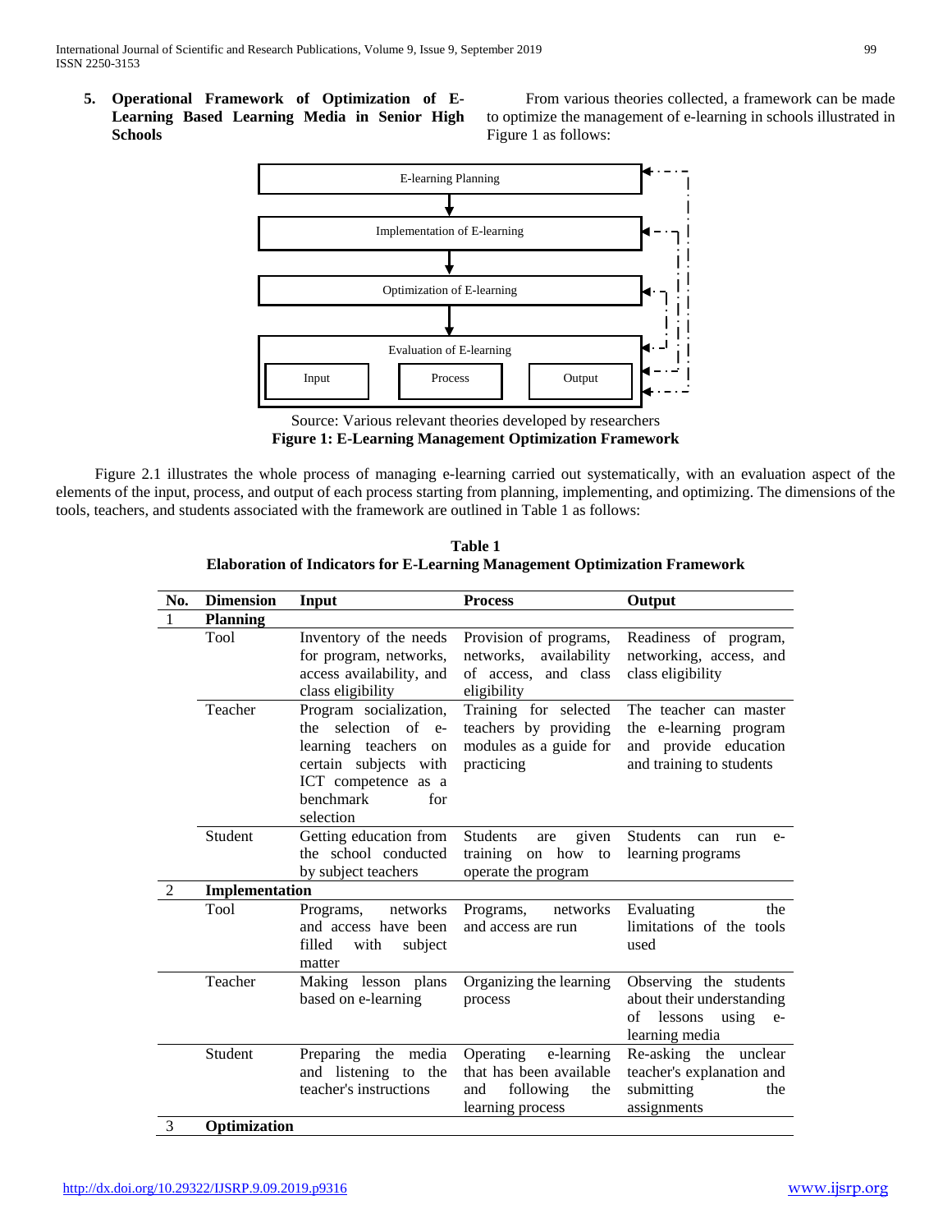## 5. Operational Framework of Optimization of E-Learning Based Learning Media in Senior High Schools

From various theories collected, a framework can be made to optimize the management of e-learning in schools illustrated in Figure 1 as follows:

E-learning Planning

Implementation of E-learning

Optimization of E-learning

Evaluation of E-learning

Input | Process | Output

Source: Various relevant theories developed by researchers

**Figure 1: E-Learning Management Optimization Framework**

Figure 2.1 illustrates the whole process of managing e-learning carried out systematically, with an evaluation aspect of the elements of the input, process, and output of each process starting from planning, implementing, and optimizing. The dimensions of the tools, teachers, and students associated with the framework are outlined in Table 1 as follows:

**Table 1**
**Elaboration of Indicators for E-Learning Management Optimization Framework**

| No. | Dimension | Input | Process | Output |
|---|---|---|---|---|
| 1 | **Planning** | | | |
| | Tool | Inventory of the needs for program, networks, access availability, and class eligibility | Provision of programs, networks, availability of access, and class eligibility | Readiness of program, networking, access, and class eligibility |
| | Teacher | Program socialization, the selection of e-learning teachers on certain subjects with ICT competence as a benchmark for selection | Training for selected teachers by providing modules as a guide for practicing | The teacher can master the e-learning program and provide education and training to students |
| | Student | Getting education from the school conducted by subject teachers | Students are given training on how to operate the program | Students can run e-learning programs |
| 2 | **Implementation** | | | |
| | Tool | Programs, networks and access have been filled with subject matter | Programs, networks and access are run | Evaluating the limitations of the tools used |
| | Teacher | Making lesson plans based on e-learning | Organizing the learning process | Observing the students about their understanding of lessons using e-learning media |
| | Student | Preparing the media and listening to the teacher's instructions | Operating e-learning that has been available and following the learning process | Re-asking the unclear teacher's explanation and submitting the assignments |
| 3 | **Optimization** | | | |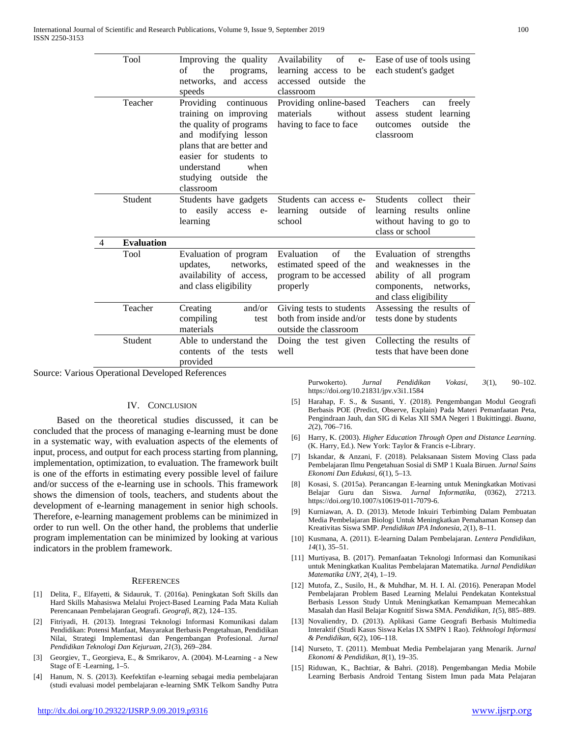| | | | | |
|---|---|---|---|---|
| | Tool | Improving the quality of the programs, networks, and access speeds | Availability of e-learning access to be accessed outside the classroom | Ease of use of tools using each student's gadget |
| | Teacher | Providing continuous training on improving the quality of programs and modifying lesson plans that are better and easier for students to understand when studying outside the classroom | Providing online-based materials without having to face to face | Teachers can freely assess student learning outcomes outside the classroom |
| | Student | Students have gadgets to easily access e-learning | Students can access e-learning outside of school | Students collect their learning results online without having to go to class or school |
| 4 | **Evaluation** | | | |
| | Tool | Evaluation of program updates, networks, availability of access, and class eligibility | Evaluation of the estimated speed of the program to be accessed properly | Evaluation of strengths and weaknesses in the ability of all program components, networks, and class eligibility |
| | Teacher | Creating and/or compiling test materials | Giving tests to students both from inside and/or outside the classroom | Assessing the results of tests done by students |
| | Student | Able to understand the contents of the tests provided | Doing the test given well | Collecting the results of tests that have been done |

Source: Various Operational Developed References

## IV. Conclusion

Based on the theoretical studies discussed, it can be concluded that the process of managing e-learning must be done in a systematic way, with evaluation aspects of the elements of input, process, and output for each process starting from planning, implementation, optimization, to evaluation. The framework built is one of the efforts in estimating every possible level of failure and/or success of the e-learning use in schools. This framework shows the dimension of tools, teachers, and students about the development of e-learning management in senior high schools. Therefore, e-learning management problems can be minimized in order to run well. On the other hand, the problems that underlie program implementation can be minimized by looking at various indicators in the problem framework.

## References

[1] Delita, F., Elfayetti, & Sidauruk, T. (2016a). Peningkatan Soft Skills dan Hard Skills Mahasiswa Melalui Project-Based Learning Pada Mata Kuliah Perencanaan Pembelajaran Geografi. *Geografi*, *8*(2), 124–135.

[2] Fitriyadi, H. (2013). Integrasi Teknologi Informasi Komunikasi dalam Pendidikan: Potensi Manfaat, Masyarakat Berbasis Pengetahuan, Pendidikan Nilai, Strategi Implementasi dan Pengembangan Profesional. *Jurnal Pendidikan Teknologi Dan Kejuruan*, *21*(3), 269–284.

[3] Georgiev, T., Georgieva, E., & Smrikarov, A. (2004). M-Learning - a New Stage of E -Learning, 1–5.

[4] Hanum, N. S. (2013). Keefektifan e-learning sebagai media pembelajaran (studi evaluasi model pembelajaran e-learning SMK Telkom Sandhy Putra Purwokerto). *Jurnal Pendidikan Vokasi*, *3*(1), 90–102. https://doi.org/10.21831/jpv.v3i1.1584

[5] Harahap, F. S., & Susanti, Y. (2018). Pengembangan Modul Geografi Berbasis POE (Predict, Observe, Explain) Pada Materi Pemanfaatan Peta, Pengindraan Jauh, dan SIG di Kelas XII SMA Negeri 1 Bukittinggi. *Buana*, *2*(2), 706–716.

[6] Harry, K. (2003). *Higher Education Through Open and Distance Learning*. (K. Harry, Ed.). New York: Taylor & Francis e-Library.

[7] Iskandar, & Anzani, F. (2018). Pelaksanaan Sistem Moving Class pada Pembelajaran Ilmu Pengetahuan Sosial di SMP 1 Kuala Biruen. *Jurnal Sains Ekonomi Dan Edukasi*, *6*(1), 5–13.

[8] Kosasi, S. (2015a). Perancangan E-learning untuk Meningkatkan Motivasi Belajar Guru dan Siswa. *Jurnal Informatika*, (0362), 27213. https://doi.org/10.1007/s10619-011-7079-6.

[9] Kurniawan, A. D. (2013). Metode Inkuiri Terbimbing Dalam Pembuatan Media Pembelajaran Biologi Untuk Meningkatkan Pemahaman Konsep dan Kreativitas Siswa SMP. *Pendidikan IPA Indonesia*, *2*(1), 8–11.

[10] Kusmana, A. (2011). E-learning Dalam Pembelajaran. *Lentera Pendidikan*, *14*(1), 35–51.

[11] Murtiyasa, B. (2017). Pemanfaatan Teknologi Informasi dan Komunikasi untuk Meningkatkan Kualitas Pembelajaran Matematika. *Jurnal Pendidikan Matematika UNY*, *2*(4), 1–19.

[12] Mutofa, Z., Susilo, H., & Muhdhar, M. H. I. Al. (2016). Penerapan Model Pembelajaran Problem Based Learning Melalui Pendekatan Kontekstual Berbasis Lesson Study Untuk Meningkatkan Kemampuan Memecahkan Masalah dan Hasil Belajar Kognitif Siswa SMA. *Pendidikan*, *1*(5), 885–889.

[13] Novaliendry, D. (2013). Aplikasi Game Geografi Berbasis Multimedia Interaktif (Studi Kasus Siswa Kelas IX SMPN 1 Rao). *Tekhnologi Informasi & Pendidikan*, *6*(2), 106–118.

[14] Nurseto, T. (2011). Membuat Media Pembelajaran yang Menarik. *Jurnal Ekonomi & Pendidikan*, *8*(1), 19–35.

[15] Riduwan, K., Bachtiar, & Bahri. (2018). Pengembangan Media Mobile Learning Berbasis Android Tentang Sistem Imun pada Mata Pelajaran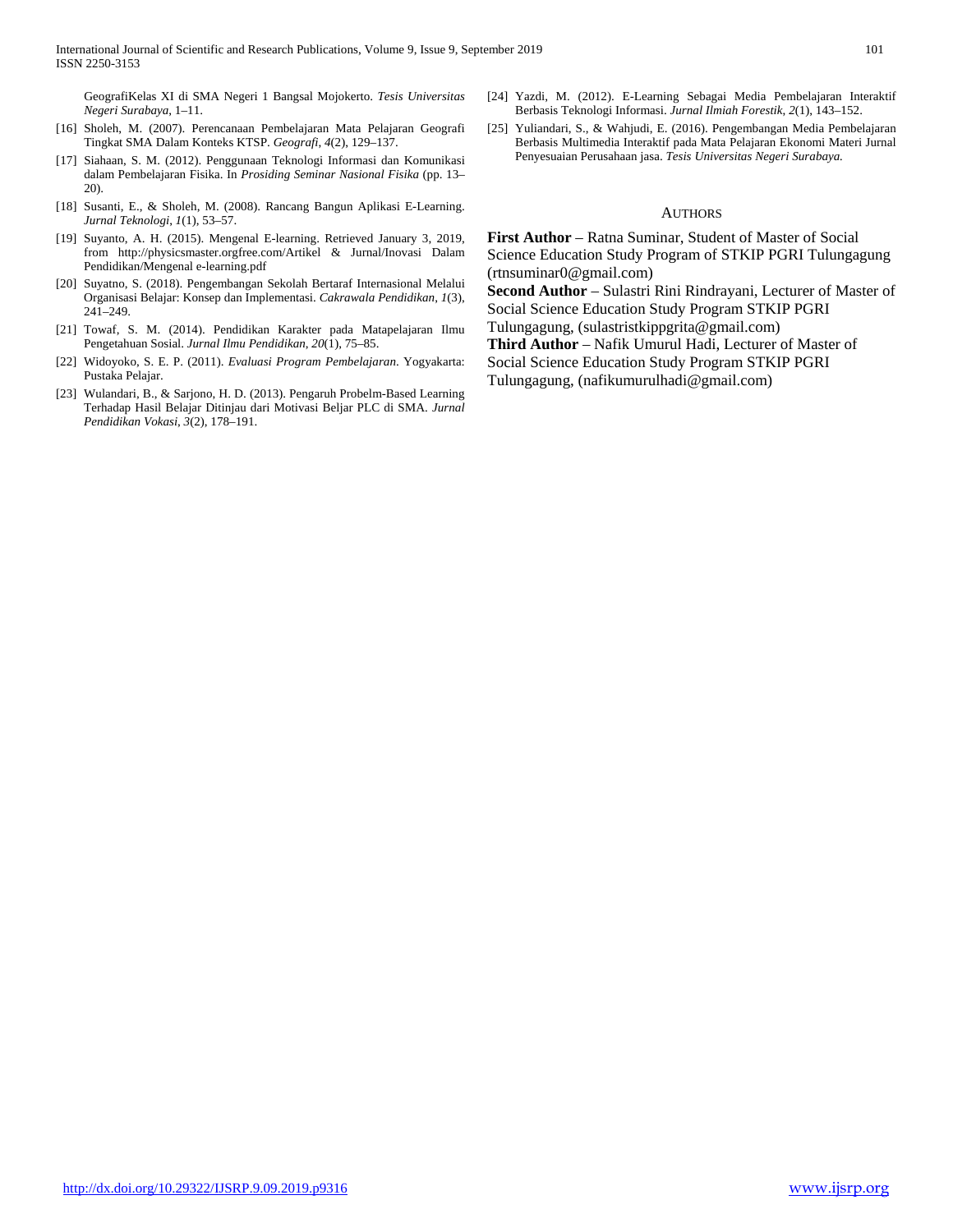GeografiKelas XI di SMA Negeri 1 Bangsal Mojokerto. *Tesis Universitas Negeri Surabaya*, 1–11.

[16] Sholeh, M. (2007). Perencanaan Pembelajaran Mata Pelajaran Geografi Tingkat SMA Dalam Konteks KTSP. *Geografi*, *4*(2), 129–137.

[17] Siahaan, S. M. (2012). Penggunaan Teknologi Informasi dan Komunikasi dalam Pembelajaran Fisika. In *Prosiding Seminar Nasional Fisika* (pp. 13–20).

[18] Susanti, E., & Sholeh, M. (2008). Rancang Bangun Aplikasi E-Learning. *Jurnal Teknologi*, *1*(1), 53–57.

[19] Suyanto, A. H. (2015). Mengenal E-learning. Retrieved January 3, 2019, from http://physicsmaster.orgfree.com/Artikel & Jurnal/Inovasi Dalam Pendidikan/Mengenal e-learning.pdf

[20] Suyatno, S. (2018). Pengembangan Sekolah Bertaraf Internasional Melalui Organisasi Belajar: Konsep dan Implementasi. *Cakrawala Pendidikan*, *1*(3), 241–249.

[21] Towaf, S. M. (2014). Pendidikan Karakter pada Matapelajaran Ilmu Pengetahuan Sosial. *Jurnal Ilmu Pendidikan*, *20*(1), 75–85.

[22] Widoyoko, S. E. P. (2011). *Evaluasi Program Pembelajaran*. Yogyakarta: Pustaka Pelajar.

[23] Wulandari, B., & Sarjono, H. D. (2013). Pengaruh Probelm-Based Learning Terhadap Hasil Belajar Ditinjau dari Motivasi Beljar PLC di SMA. *Jurnal Pendidikan Vokasi*, *3*(2), 178–191.

[24] Yazdi, M. (2012). E-Learning Sebagai Media Pembelajaran Interaktif Berbasis Teknologi Informasi. *Jurnal Ilmiah Forestik*, *2*(1), 143–152.

[25] Yuliandari, S., & Wahjudi, E. (2016). Pengembangan Media Pembelajaran Berbasis Multimedia Interaktif pada Mata Pelajaran Ekonomi Materi Jurnal Penyesuaian Perusahaan jasa. *Tesis Universitas Negeri Surabaya.*

## AUTHORS

**First Author** – Ratna Suminar, Student of Master of Social Science Education Study Program of STKIP PGRI Tulungagung (rtnsuminar0@gmail.com)

**Second Author** – Sulastri Rini Rindrayani, Lecturer of Master of Social Science Education Study Program STKIP PGRI Tulungagung, (sulastristkippgrita@gmail.com)

**Third Author** – Nafik Umurul Hadi, Lecturer of Master of Social Science Education Study Program STKIP PGRI Tulungagung, (nafikumurulhadi@gmail.com)